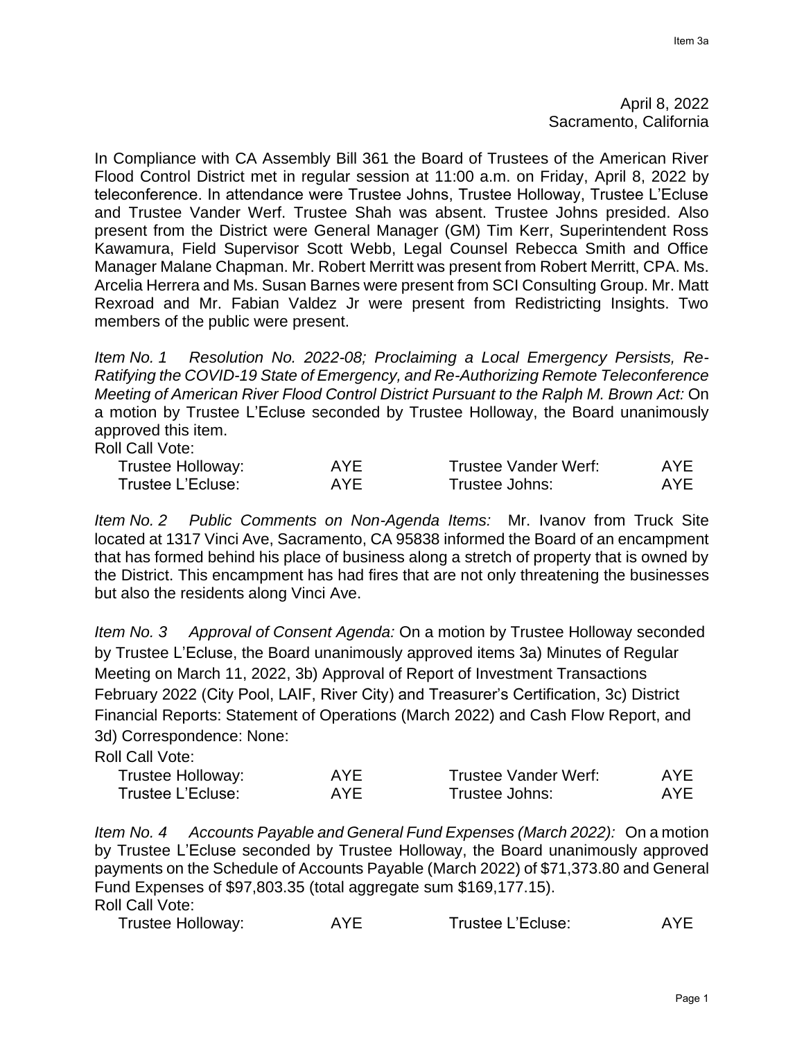April 8, 2022
Sacramento, California

In Compliance with CA Assembly Bill 361 the Board of Trustees of the American River Flood Control District met in regular session at 11:00 a.m. on Friday, April 8, 2022 by teleconference. In attendance were Trustee Johns, Trustee Holloway, Trustee L'Ecluse and Trustee Vander Werf. Trustee Shah was absent. Trustee Johns presided. Also present from the District were General Manager (GM) Tim Kerr, Superintendent Ross Kawamura, Field Supervisor Scott Webb, Legal Counsel Rebecca Smith and Office Manager Malane Chapman. Mr. Robert Merritt was present from Robert Merritt, CPA. Ms. Arcelia Herrera and Ms. Susan Barnes were present from SCI Consulting Group. Mr. Matt Rexroad and Mr. Fabian Valdez Jr were present from Redistricting Insights. Two members of the public were present.

*Item No. 1 Resolution No. 2022-08; Proclaiming a Local Emergency Persists, Re-Ratifying the COVID-19 State of Emergency, and Re-Authorizing Remote Teleconference Meeting of American River Flood Control District Pursuant to the Ralph M. Brown Act:* On a motion by Trustee L'Ecluse seconded by Trustee Holloway, the Board unanimously approved this item.

Roll Call Vote:

| | | | |
|---|---|---|---|
| Trustee Holloway: | AYE | Trustee Vander Werf: | AYE |
| Trustee L'Ecluse: | AYE | Trustee Johns: | AYE |

*Item No. 2 Public Comments on Non-Agenda Items:* Mr. Ivanov from Truck Site located at 1317 Vinci Ave, Sacramento, CA 95838 informed the Board of an encampment that has formed behind his place of business along a stretch of property that is owned by the District. This encampment has had fires that are not only threatening the businesses but also the residents along Vinci Ave.

*Item No. 3 Approval of Consent Agenda:* On a motion by Trustee Holloway seconded by Trustee L'Ecluse, the Board unanimously approved items 3a) Minutes of Regular Meeting on March 11, 2022, 3b) Approval of Report of Investment Transactions February 2022 (City Pool, LAIF, River City) and Treasurer's Certification, 3c) District Financial Reports: Statement of Operations (March 2022) and Cash Flow Report, and 3d) Correspondence: None:

Roll Call Vote:

| | | | |
|---|---|---|---|
| Trustee Holloway: | AYE | Trustee Vander Werf: | AYE |
| Trustee L'Ecluse: | AYE | Trustee Johns: | AYE |

*Item No. 4 Accounts Payable and General Fund Expenses (March 2022):* On a motion by Trustee L'Ecluse seconded by Trustee Holloway, the Board unanimously approved payments on the Schedule of Accounts Payable (March 2022) of $71,373.80 and General Fund Expenses of $97,803.35 (total aggregate sum $169,177.15).

Roll Call Vote:

| | | | |
|---|---|---|---|
| Trustee Holloway: | AYE | Trustee L'Ecluse: | AYE |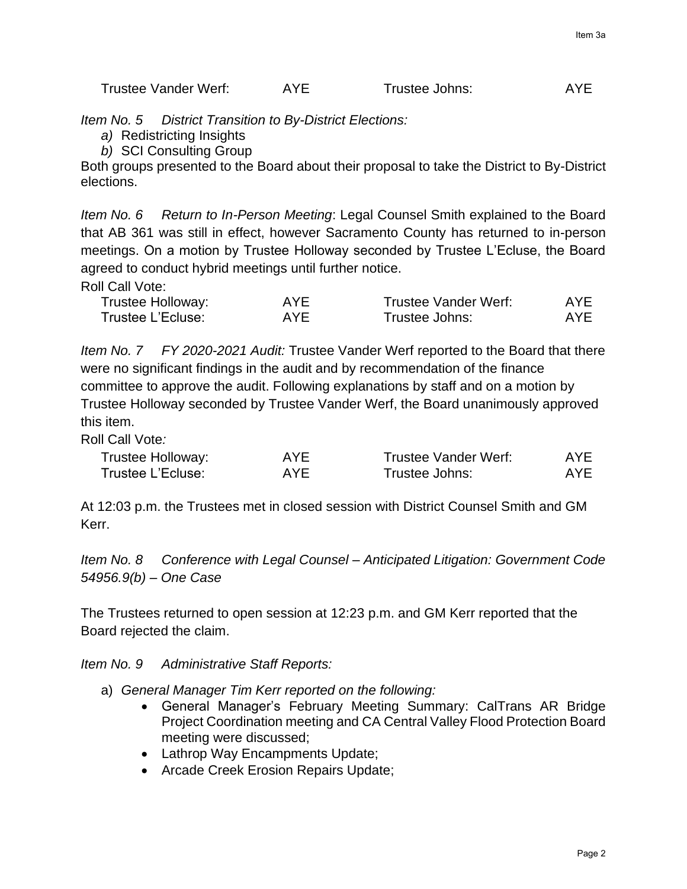| Trustee Vander Werf: | AYE | Trustee Johns: | AYE |
|---|---|---|---|

*Item No. 5 District Transition to By-District Elections:*

*a)* Redistricting Insights
*b)* SCI Consulting Group

Both groups presented to the Board about their proposal to take the District to By-District elections.

*Item No. 6 Return to In-Person Meeting*: Legal Counsel Smith explained to the Board that AB 361 was still in effect, however Sacramento County has returned to in-person meetings. On a motion by Trustee Holloway seconded by Trustee L'Ecluse, the Board agreed to conduct hybrid meetings until further notice.

Roll Call Vote:

| Trustee Holloway: | AYE | Trustee Vander Werf: | AYE |
|---|---|---|---|
| Trustee L'Ecluse: | AYE | Trustee Johns: | AYE |

*Item No. 7 FY 2020-2021 Audit:* Trustee Vander Werf reported to the Board that there were no signifcant findings in the audit and by recommendation of the finance committee to approve the audit. Following explanations by staff and on a motion by Trustee Holloway seconded by Trustee Vander Werf, the Board unanimously approved this item.

Roll Call Vote*:*

| Trustee Holloway: | AYE | Trustee Vander Werf: | AYE |
|---|---|---|---|
| Trustee L'Ecluse: | AYE | Trustee Johns: | AYE |

At 12:03 p.m. the Trustees met in closed session with District Counsel Smith and GM Kerr.

*Item No. 8 Conference with Legal Counsel – Anticipated Litigation: Government Code 54956.9(b) – One Case*

The Trustees returned to open session at 12:23 p.m. and GM Kerr reported that the Board rejected the claim.

*Item No. 9 Administrative Staff Reports:*

a) *General Manager Tim Kerr reported on the following:*
- General Manager's February Meeting Summary: CalTrans AR Bridge Project Coordination meeting and CA Central Valley Flood Protection Board meeting were discussed;
- Lathrop Way Encampments Update;
- Arcade Creek Erosion Repairs Update;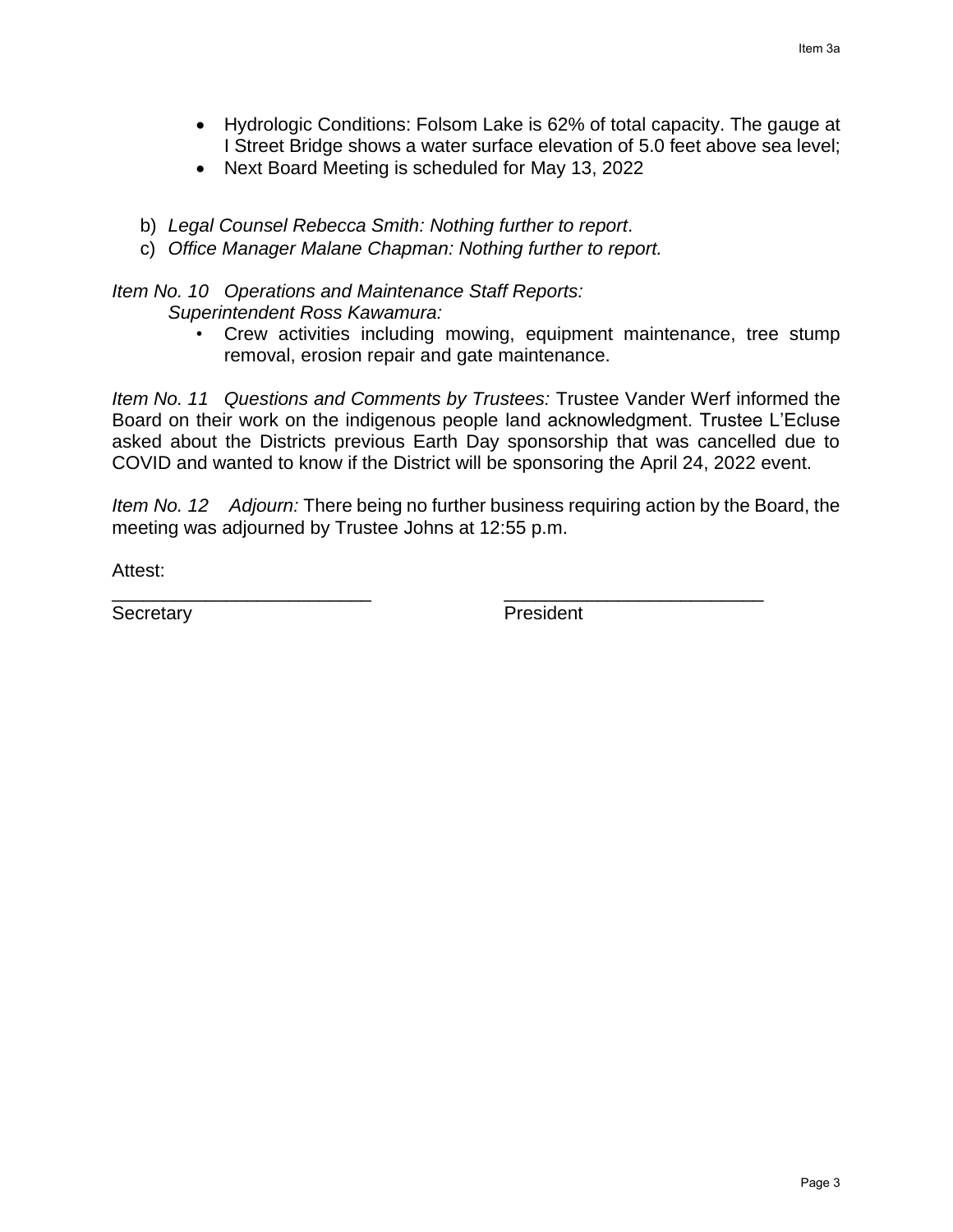- Hydrologic Conditions: Folsom Lake is 62% of total capacity. The gauge at I Street Bridge shows a water surface elevation of 5.0 feet above sea level;
- Next Board Meeting is scheduled for May 13, 2022

b) *Legal Counsel Rebecca Smith: Nothing further to report*.

c) *Office Manager Malane Chapman: Nothing further to report.*

*Item No. 10 Operations and Maintenance Staff Reports:*
*Superintendent Ross Kawamura:*

- Crew activities including mowing, equipment maintenance, tree stump removal, erosion repair and gate maintenance.

*Item No. 11 Questions and Comments by Trustees:* Trustee Vander Werf informed the Board on their work on the indigenous people land acknowledgment. Trustee L'Ecluse asked about the Districts previous Earth Day sponsorship that was cancelled due to COVID and wanted to know if the District will be sponsoring the April 24, 2022 event.

*Item No. 12 Adjourn:* There being no further business requiring action by the Board, the meeting was adjourned by Trustee Johns at 12:55 p.m.

Attest:

_________________________ _________________________
Secretary President